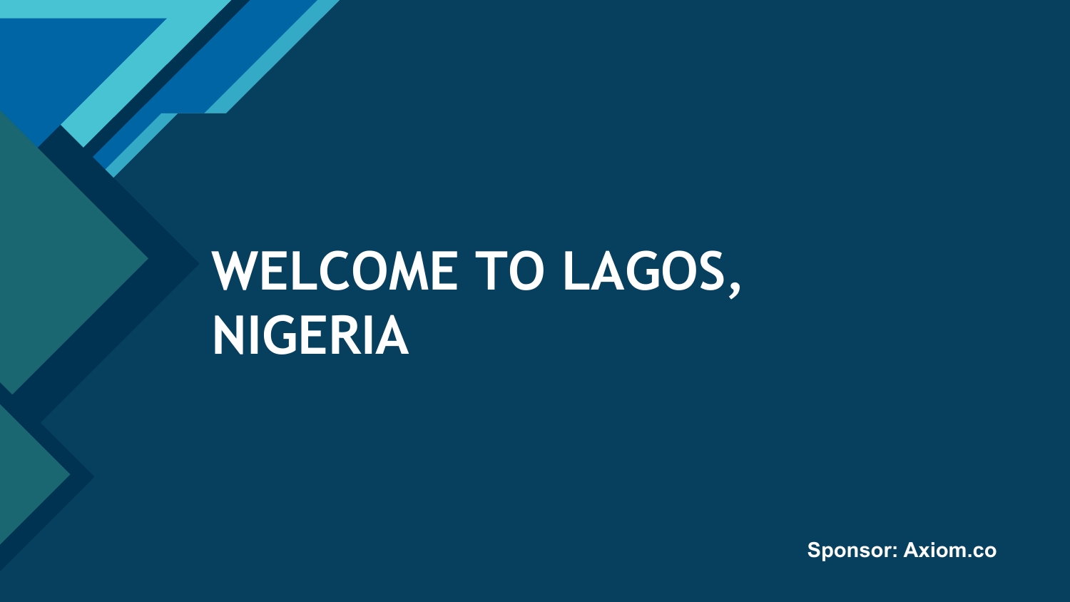# WELCOME TO LAGOS, NIGERIA

**Sponsor: Axiom.co**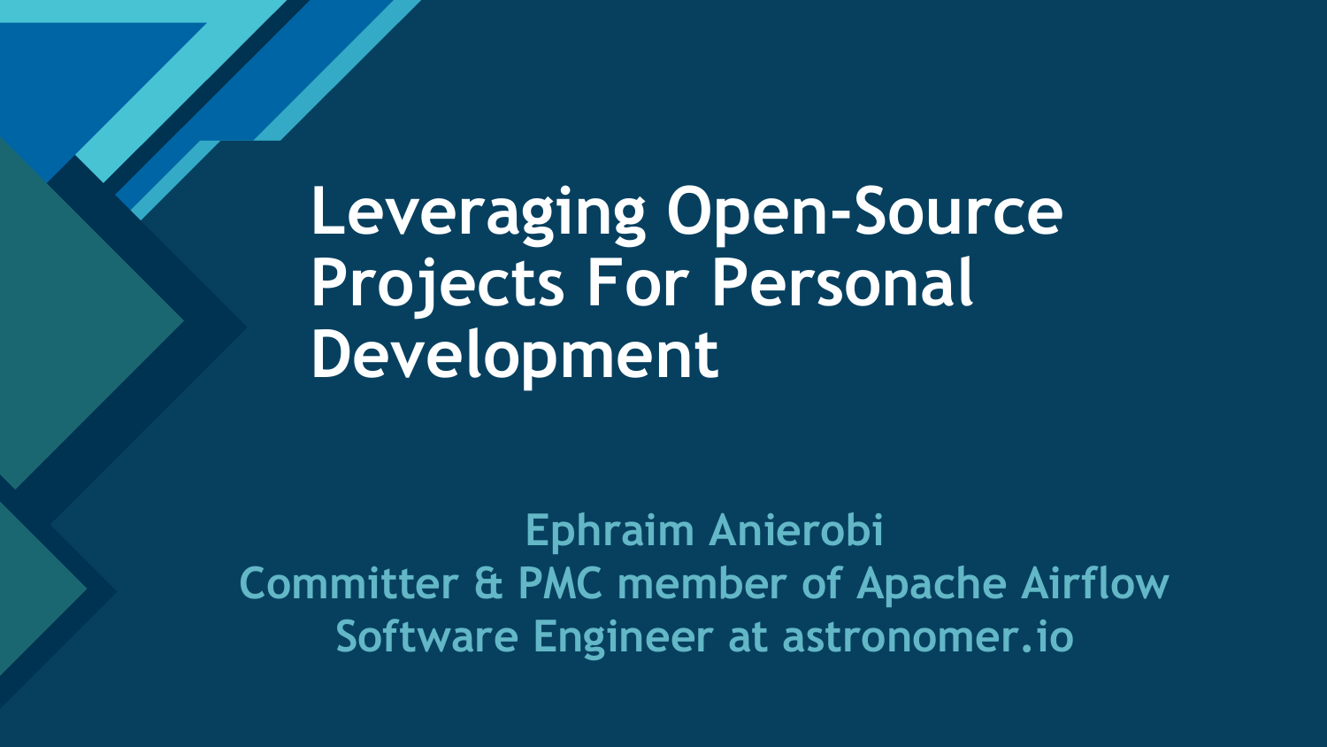# Leveraging Open-Source Projects For Personal Development

**Ephraim Anierobi**
**Committer & PMC member of Apache Airflow**
**Software Engineer at astronomer.io**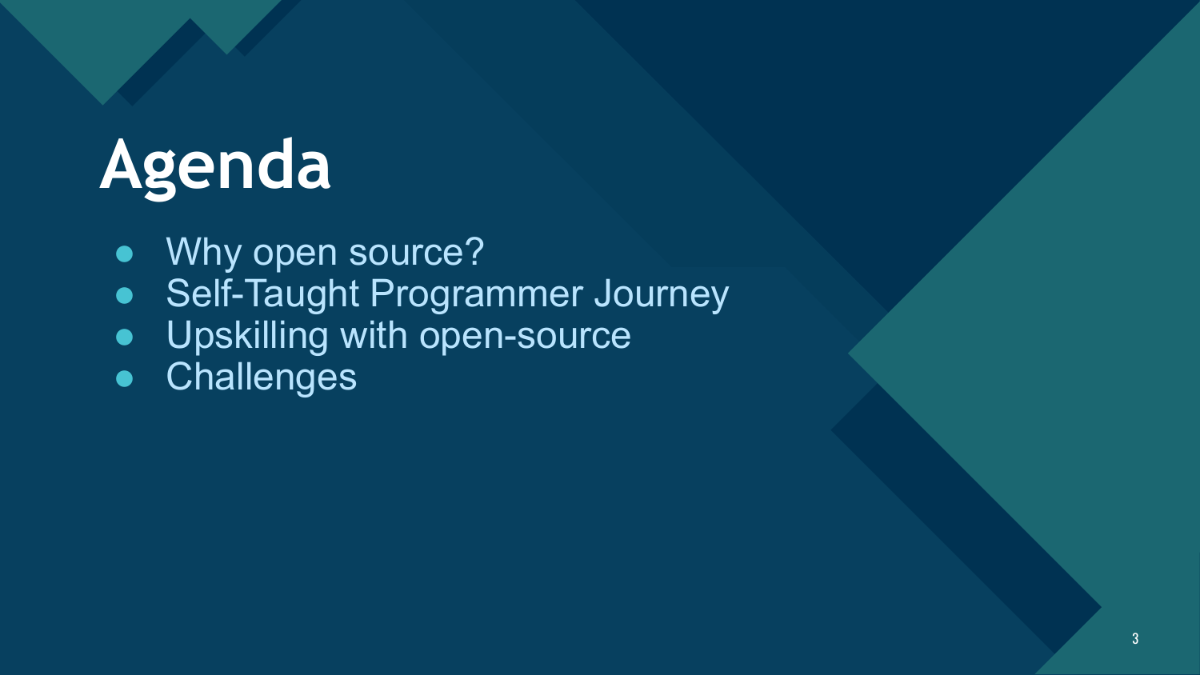# Agenda

- Why open source?
- Self-Taught Programmer Journey
- Upskilling with open-source
- Challenges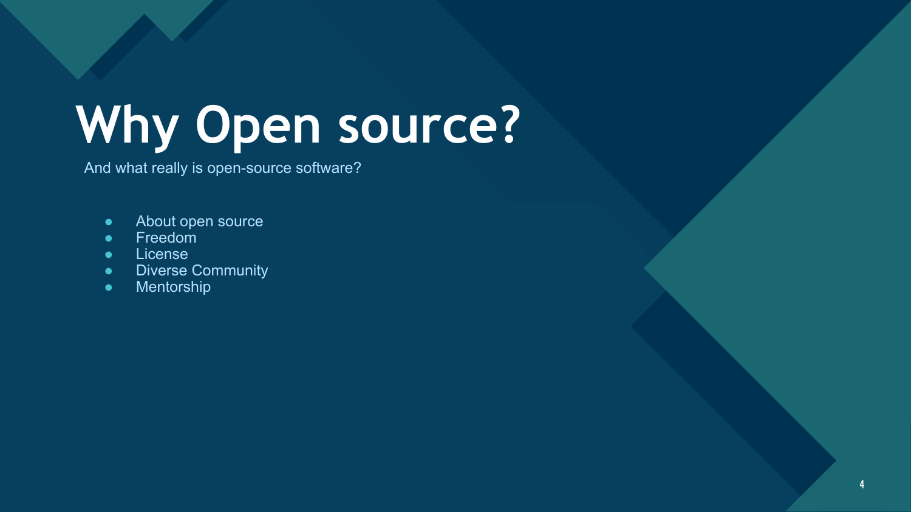# Why Open source?

And what really is open-source software?

- About open source
- Freedom
- License
- Diverse Community
- Mentorship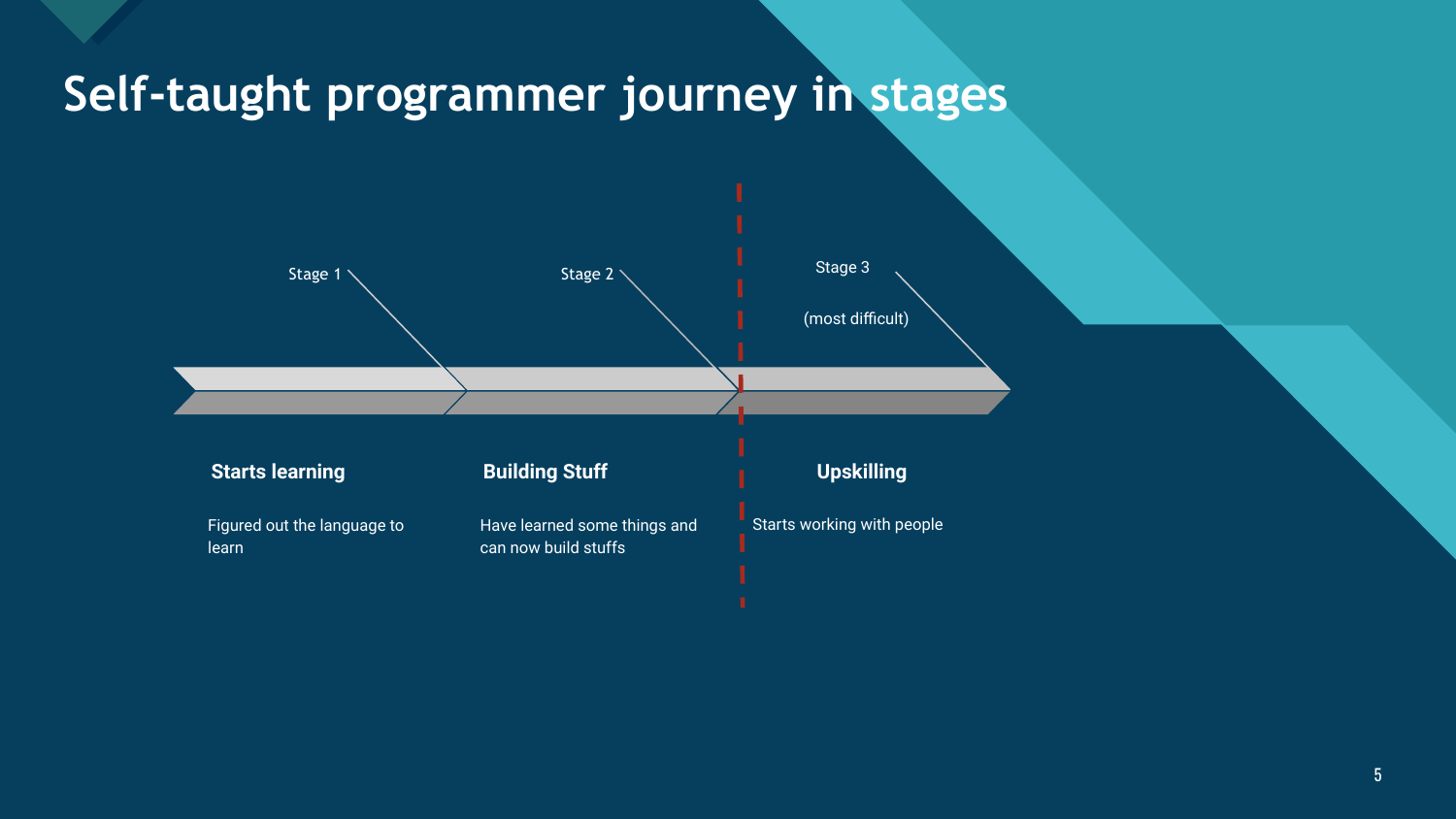# Self-taught programmer journey in stages

Stage 1

**Starts learning**

Figured out the language to learn

Stage 2

**Building Stuff**

Have learned some things and can now build stuffs

Stage 3

(most difficult)

**Upskilling**

Starts working with people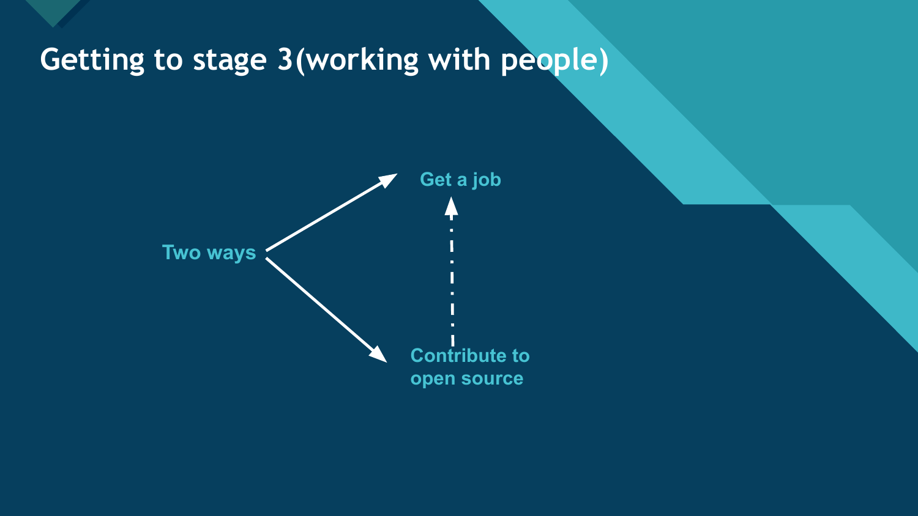# Getting to stage 3(working with people)

Two ways

- Get a job
- Contribute to open source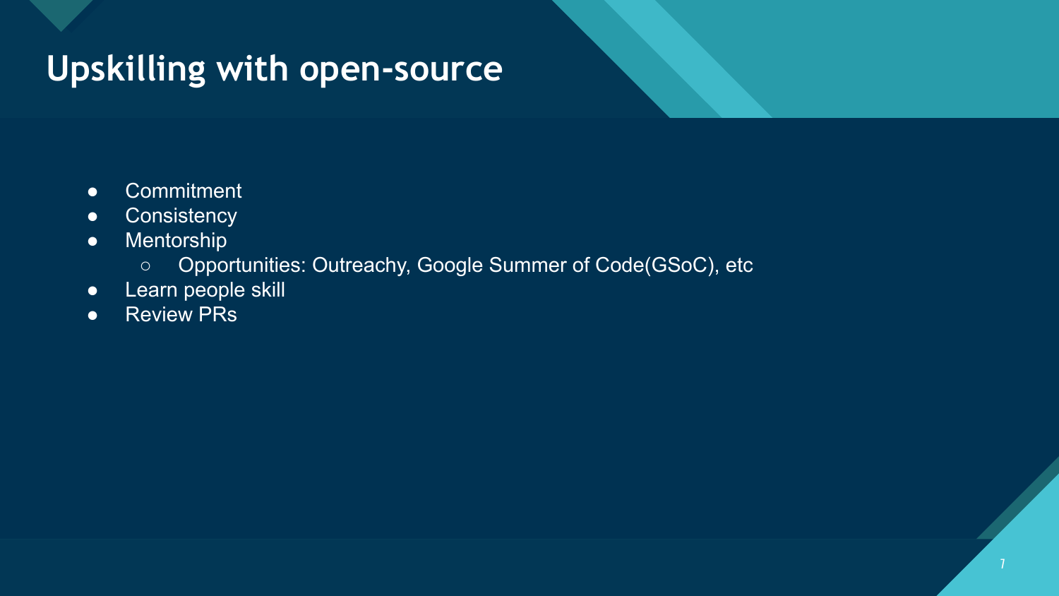# Upskilling with open-source

- Commitment
- Consistency
- Mentorship
    - Opportunities: Outreachy, Google Summer of Code(GSoC), etc
- Learn people skill
- Review PRs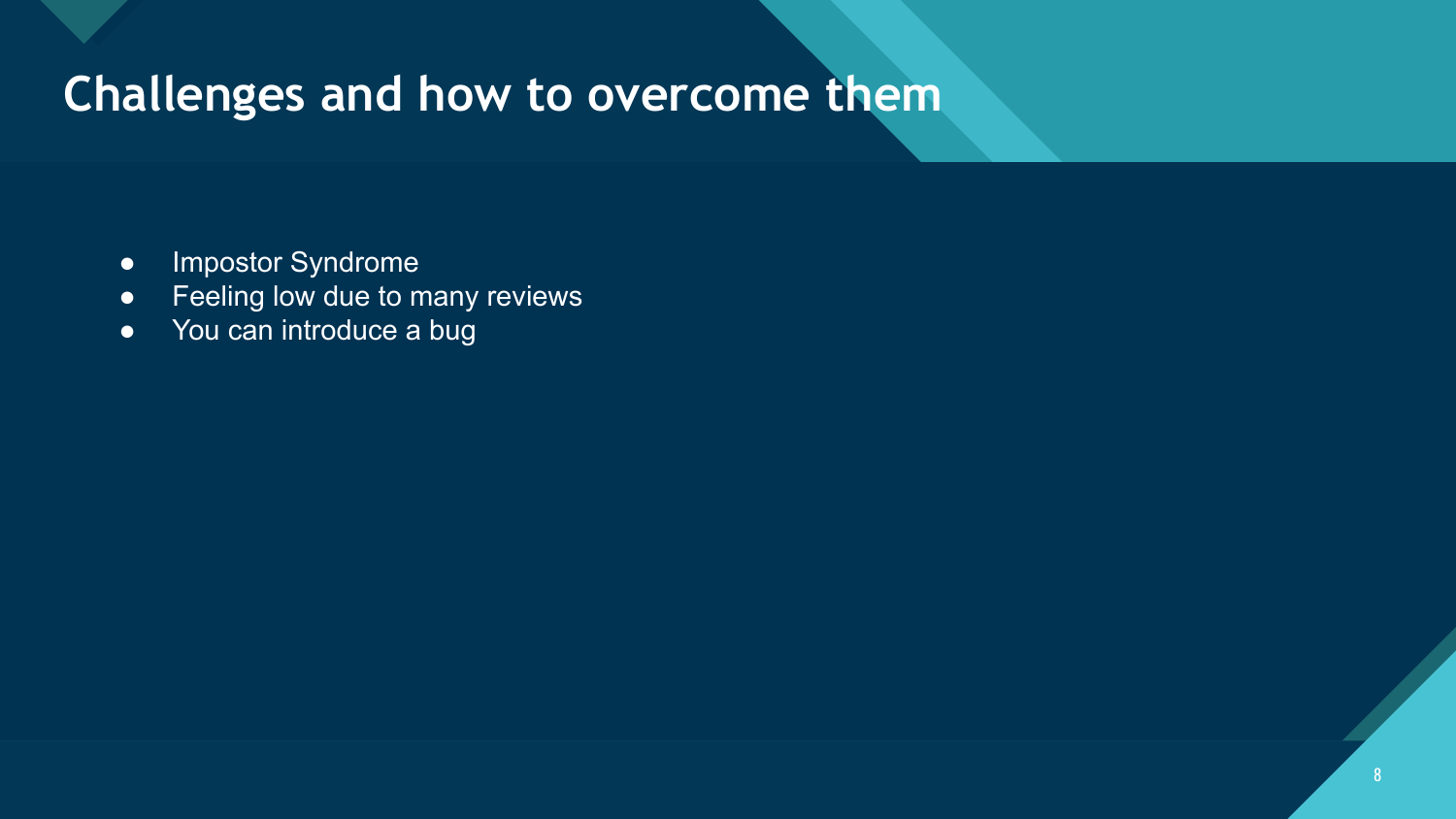# Challenges and how to overcome them

- Impostor Syndrome
- Feeling low due to many reviews
- You can introduce a bug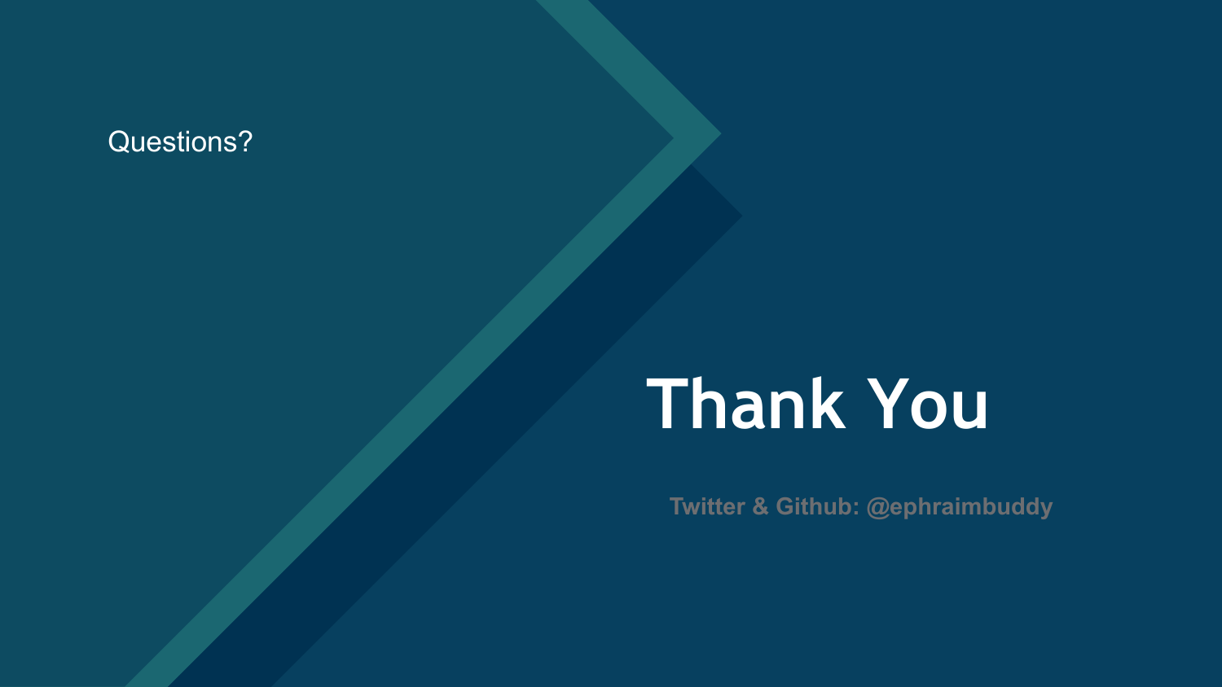Questions?

# Thank You

**Twitter & Github: @ephraimbuddy**